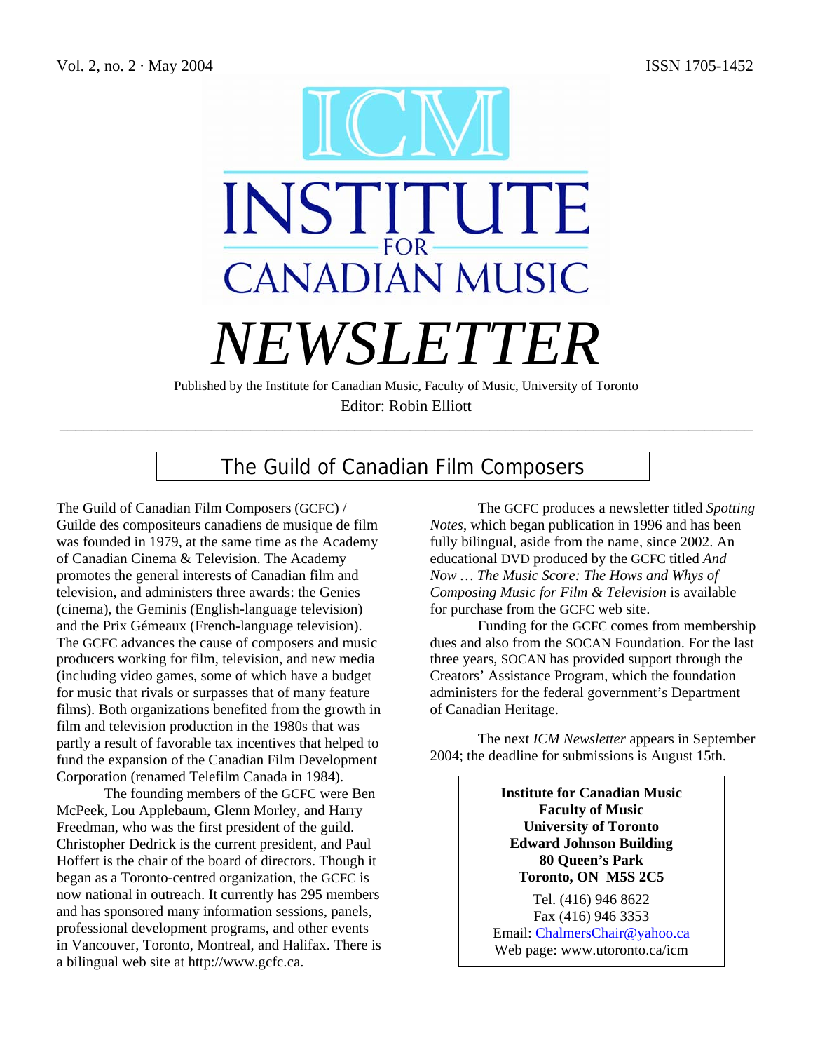Vol. 2, no. 2 · May 2004 ISSN 1705-1452

# ICM INSTITUTE FOR CANADIAN MUSIC

# *NEWSLETTER*

Published by the Institute for Canadian Music, Faculty of Music, University of Toronto

Editor: Robin Elliott

---

## The Guild of Canadian Film Composers

The Guild of Canadian Film Composers (GCFC) / Guilde des compositeurs canadiens de musique de film was founded in 1979, at the same time as the Academy of Canadian Cinema & Television. The Academy promotes the general interests of Canadian film and television, and administers three awards: the Genies (cinema), the Geminis (English-language television) and the Prix Gémeaux (French-language television). The GCFC advances the cause of composers and music producers working for film, television, and new media (including video games, some of which have a budget for music that rivals or surpasses that of many feature films). Both organizations benefited from the growth in film and television production in the 1980s that was partly a result of favorable tax incentives that helped to fund the expansion of the Canadian Film Development Corporation (renamed Telefilm Canada in 1984).

The founding members of the GCFC were Ben McPeek, Lou Applebaum, Glenn Morley, and Harry Freedman, who was the first president of the guild. Christopher Dedrick is the current president, and Paul Hoffert is the chair of the board of directors. Though it began as a Toronto-centred organization, the GCFC is now national in outreach. It currently has 295 members and has sponsored many information sessions, panels, professional development programs, and other events in Vancouver, Toronto, Montreal, and Halifax. There is a bilingual web site at http://www.gcfc.ca.

The GCFC produces a newsletter titled *Spotting Notes*, which began publication in 1996 and has been fully bilingual, aside from the name, since 2002. An educational DVD produced by the GCFC titled *And Now … The Music Score: The Hows and Whys of Composing Music for Film & Television* is available for purchase from the GCFC web site.

Funding for the GCFC comes from membership dues and also from the SOCAN Foundation. For the last three years, SOCAN has provided support through the Creators' Assistance Program, which the foundation administers for the federal government's Department of Canadian Heritage.

The next *ICM Newsletter* appears in September 2004; the deadline for submissions is August 15th.

**Institute for Canadian Music**
**Faculty of Music**
**University of Toronto**
**Edward Johnson Building**
**80 Queen's Park**
**Toronto, ON M5S 2C5**

Tel. (416) 946 8622
Fax (416) 946 3353
Email: ChalmersChair@yahoo.ca
Web page: www.utoronto.ca/icm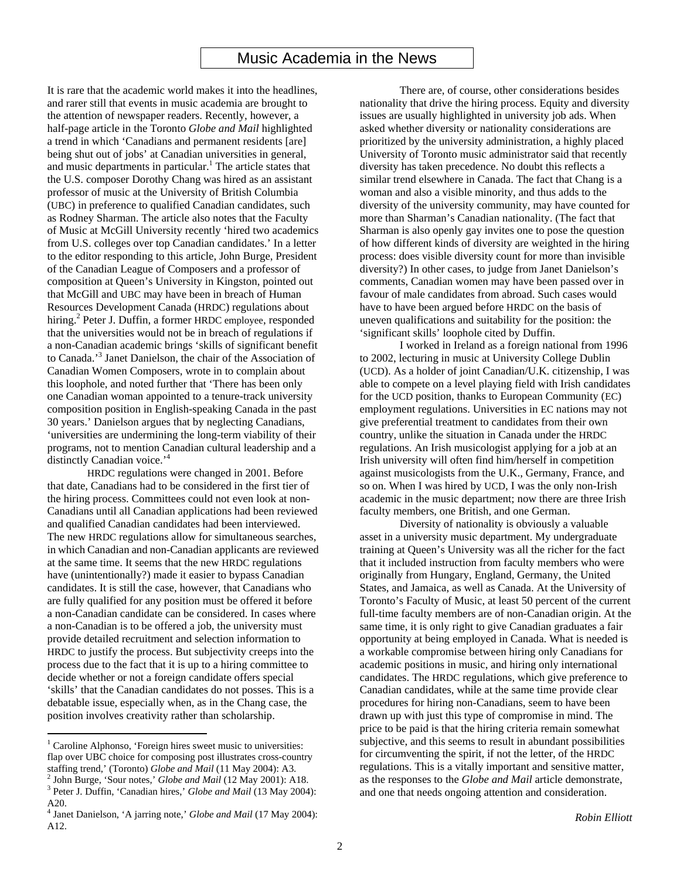# Music Academia in the News

It is rare that the academic world makes it into the headlines, and rarer still that events in music academia are brought to the attention of newspaper readers. Recently, however, a half-page article in the Toronto *Globe and Mail* highlighted a trend in which 'Canadians and permanent residents [are] being shut out of jobs' at Canadian universities in general, and music departments in particular.[1] The article states that the U.S. composer Dorothy Chang was hired as an assistant professor of music at the University of British Columbia (UBC) in preference to qualified Canadian candidates, such as Rodney Sharman. The article also notes that the Faculty of Music at McGill University recently 'hired two academics from U.S. colleges over top Canadian candidates.' In a letter to the editor responding to this article, John Burge, President of the Canadian League of Composers and a professor of composition at Queen's University in Kingston, pointed out that McGill and UBC may have been in breach of Human Resources Development Canada (HRDC) regulations about hiring.[2] Peter J. Duffin, a former HRDC employee, responded that the universities would not be in breach of regulations if a non-Canadian academic brings 'skills of significant benefit to Canada.'[3] Janet Danielson, the chair of the Association of Canadian Women Composers, wrote in to complain about this loophole, and noted further that 'There has been only one Canadian woman appointed to a tenure-track university composition position in English-speaking Canada in the past 30 years.' Danielson argues that by neglecting Canadians, 'universities are undermining the long-term viability of their programs, not to mention Canadian cultural leadership and a distinctly Canadian voice.'[4]

HRDC regulations were changed in 2001. Before that date, Canadians had to be considered in the first tier of the hiring process. Committees could not even look at non-Canadians until all Canadian applications had been reviewed and qualified Canadian candidates had been interviewed. The new HRDC regulations allow for simultaneous searches, in which Canadian and non-Canadian applicants are reviewed at the same time. It seems that the new HRDC regulations have (unintentionally?) made it easier to bypass Canadian candidates. It is still the case, however, that Canadians who are fully qualified for any position must be offered it before a non-Canadian candidate can be considered. In cases where a non-Canadian is to be offered a job, the university must provide detailed recruitment and selection information to HRDC to justify the process. But subjectivity creeps into the process due to the fact that it is up to a hiring committee to decide whether or not a foreign candidate offers special 'skills' that the Canadian candidates do not posses. This is a debatable issue, especially when, as in the Chang case, the position involves creativity rather than scholarship.

There are, of course, other considerations besides nationality that drive the hiring process. Equity and diversity issues are usually highlighted in university job ads. When asked whether diversity or nationality considerations are prioritized by the university administration, a highly placed University of Toronto music administrator said that recently diversity has taken precedence. No doubt this reflects a similar trend elsewhere in Canada. The fact that Chang is a woman and also a visible minority, and thus adds to the diversity of the university community, may have counted for more than Sharman's Canadian nationality. (The fact that Sharman is also openly gay invites one to pose the question of how different kinds of diversity are weighted in the hiring process: does visible diversity count for more than invisible diversity?) In other cases, to judge from Janet Danielson's comments, Canadian women may have been passed over in favour of male candidates from abroad. Such cases would have to have been argued before HRDC on the basis of uneven qualifications and suitability for the position: the 'significant skills' loophole cited by Duffin.

I worked in Ireland as a foreign national from 1996 to 2002, lecturing in music at University College Dublin (UCD). As a holder of joint Canadian/U.K. citizenship, I was able to compete on a level playing field with Irish candidates for the UCD position, thanks to European Community (EC) employment regulations. Universities in EC nations may not give preferential treatment to candidates from their own country, unlike the situation in Canada under the HRDC regulations. An Irish musicologist applying for a job at an Irish university will often find him/herself in competition against musicologists from the U.K., Germany, France, and so on. When I was hired by UCD, I was the only non-Irish academic in the music department; now there are three Irish faculty members, one British, and one German.

Diversity of nationality is obviously a valuable asset in a university music department. My undergraduate training at Queen's University was all the richer for the fact that it included instruction from faculty members who were originally from Hungary, England, Germany, the United States, and Jamaica, as well as Canada. At the University of Toronto's Faculty of Music, at least 50 percent of the current full-time faculty members are of non-Canadian origin. At the same time, it is only right to give Canadian graduates a fair opportunity at being employed in Canada. What is needed is a workable compromise between hiring only Canadians for academic positions in music, and hiring only international candidates. The HRDC regulations, which give preference to Canadian candidates, while at the same time provide clear procedures for hiring non-Canadians, seem to have been drawn up with just this type of compromise in mind. The price to be paid is that the hiring criteria remain somewhat subjective, and this seems to result in abundant possibilities for circumventing the spirit, if not the letter, of the HRDC regulations. This is a vitally important and sensitive matter, as the responses to the *Globe and Mail* article demonstrate, and one that needs ongoing attention and consideration.

*Robin Elliott*

---

[1] Caroline Alphonso, 'Foreign hires sweet music to universities: flap over UBC choice for composing post illustrates cross-country staffing trend,' (Toronto) *Globe and Mail* (11 May 2004): A3.

[2] John Burge, 'Sour notes,' *Globe and Mail* (12 May 2001): A18.

[3] Peter J. Duffin, 'Canadian hires,' *Globe and Mail* (13 May 2004): A20.

[4] Janet Danielson, 'A jarring note,' *Globe and Mail* (17 May 2004): A12.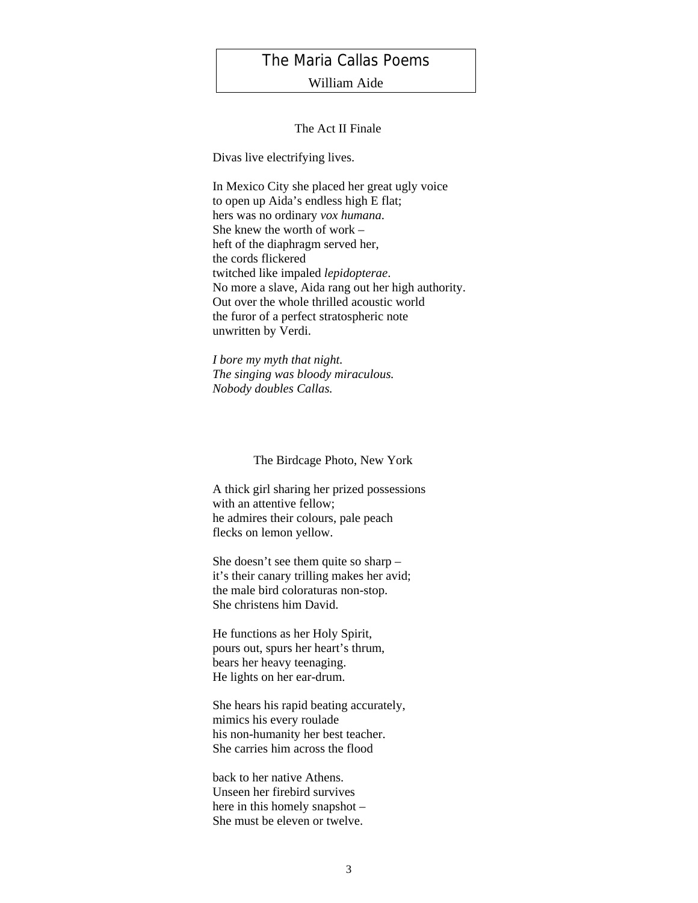# The Maria Callas Poems

William Aide

## The Act II Finale

Divas live electrifying lives.

In Mexico City she placed her great ugly voice  
to open up Aida's endless high E flat;  
hers was no ordinary *vox humana*.  
She knew the worth of work –  
heft of the diaphragm served her,  
the cords flickered  
twitched like impaled *lepidopterae*.  
No more a slave, Aida rang out her high authority.  
Out over the whole thrilled acoustic world  
the furor of a perfect stratospheric note  
unwritten by Verdi.

*I bore my myth that night.*  
*The singing was bloody miraculous.*  
*Nobody doubles Callas.*

## The Birdcage Photo, New York

A thick girl sharing her prized possessions  
with an attentive fellow;  
he admires their colours, pale peach  
flecks on lemon yellow.

She doesn't see them quite so sharp –  
it's their canary trilling makes her avid;  
the male bird coloraturas non-stop.  
She christens him David.

He functions as her Holy Spirit,  
pours out, spurs her heart's thrum,  
bears her heavy teenaging.  
He lights on her ear-drum.

She hears his rapid beating accurately,  
mimics his every roulade  
his non-humanity her best teacher.  
She carries him across the flood

back to her native Athens.  
Unseen her firebird survives  
here in this homely snapshot –  
She must be eleven or twelve.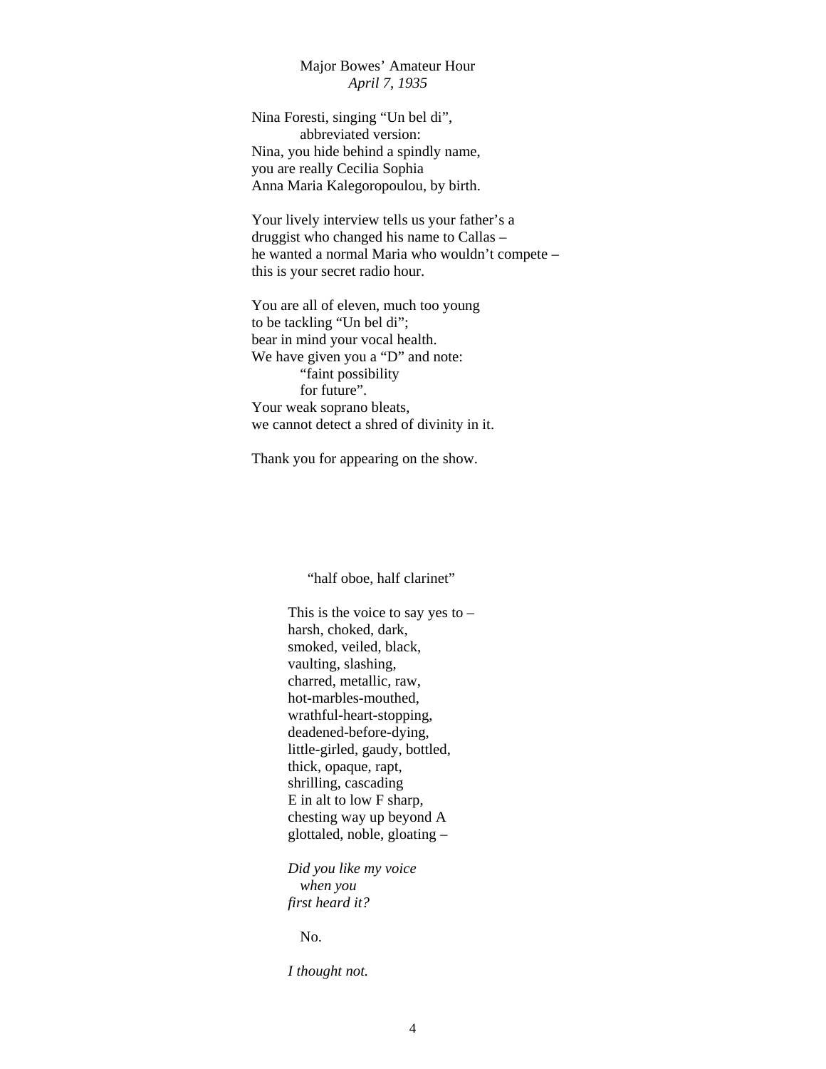## Major Bowes' Amateur Hour
*April 7, 1935*

Nina Foresti, singing "Un bel di",
    abbreviated version:
Nina, you hide behind a spindly name,
you are really Cecilia Sophia
Anna Maria Kalegoropoulou, by birth.

Your lively interview tells us your father's a
druggist who changed his name to Callas –
he wanted a normal Maria who wouldn't compete –
this is your secret radio hour.

You are all of eleven, much too young
to be tackling "Un bel di";
bear in mind your vocal health.
We have given you a "D" and note:
    "faint possibility
    for future".
Your weak soprano bleats,
we cannot detect a shred of divinity in it.

Thank you for appearing on the show.

## "half oboe, half clarinet"

This is the voice to say yes to –
harsh, choked, dark,
smoked, veiled, black,
vaulting, slashing,
charred, metallic, raw,
hot-marbles-mouthed,
wrathful-heart-stopping,
deadened-before-dying,
little-girled, gaudy, bottled,
thick, opaque, rapt,
shrilling, cascading
E in alt to low F sharp,
chesting way up beyond A
glottaled, noble, gloating –

*Did you like my voice*
  *when you*
*first heard it?*

  No.

*I thought not.*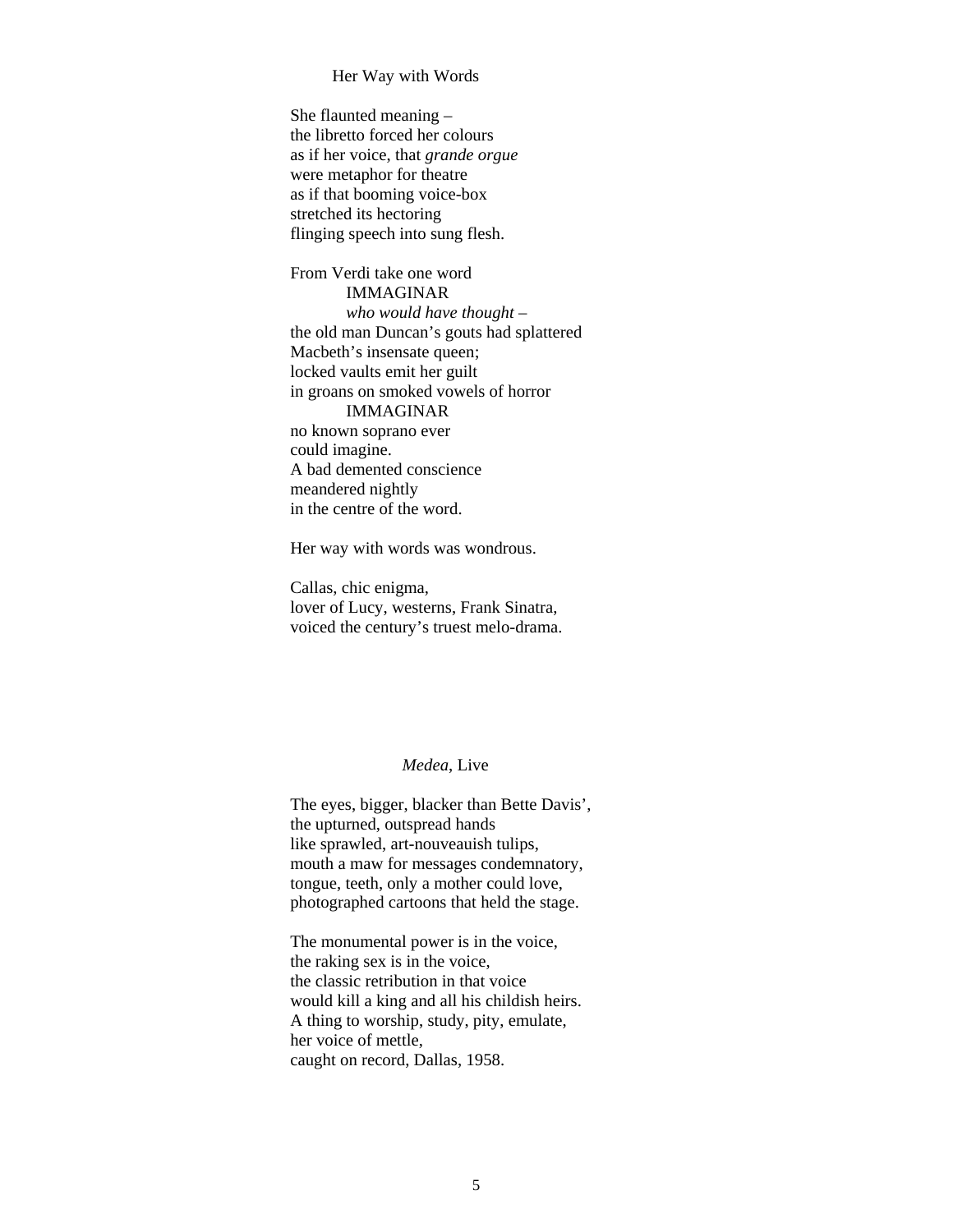## Her Way with Words

She flaunted meaning –  
the libretto forced her colours  
as if her voice, that *grande orgue*  
were metaphor for theatre  
as if that booming voice-box  
stretched its hectoring  
flinging speech into sung flesh.

From Verdi take one word  
&emsp;&emsp;IMMAGINAR  
&emsp;&emsp;*who would have thought* –  
the old man Duncan's gouts had splattered  
Macbeth's insensate queen;  
locked vaults emit her guilt  
in groans on smoked vowels of horror  
&emsp;&emsp;IMMAGINAR  
no known soprano ever  
could imagine.  
A bad demented conscience  
meandered nightly  
in the centre of the word.

Her way with words was wondrous.

Callas, chic enigma,  
lover of Lucy, westerns, Frank Sinatra,  
voiced the century's truest melo-drama.

## *Medea*, Live

The eyes, bigger, blacker than Bette Davis',  
the upturned, outspread hands  
like sprawled, art-nouveauish tulips,  
mouth a maw for messages condemnatory,  
tongue, teeth, only a mother could love,  
photographed cartoons that held the stage.

The monumental power is in the voice,  
the raking sex is in the voice,  
the classic retribution in that voice  
would kill a king and all his childish heirs.  
A thing to worship, study, pity, emulate,  
her voice of mettle,  
caught on record, Dallas, 1958.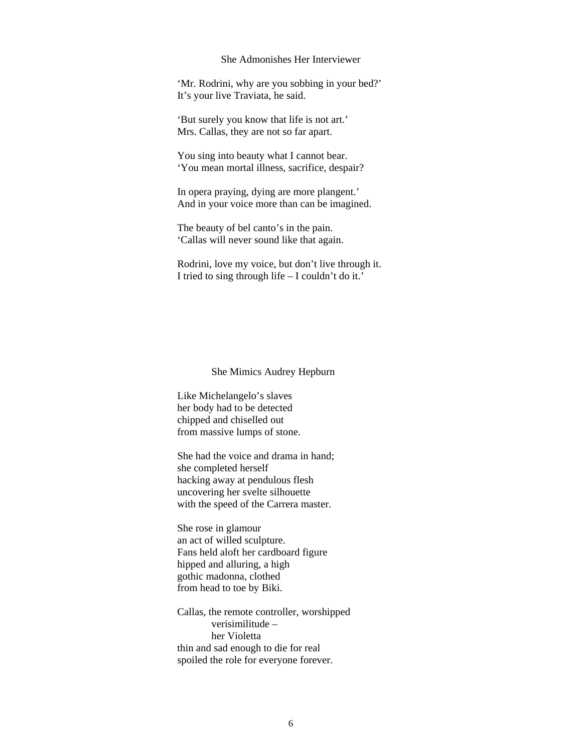## She Admonishes Her Interviewer

'Mr. Rodrini, why are you sobbing in your bed?'
It's your live Traviata, he said.

'But surely you know that life is not art.'
Mrs. Callas, they are not so far apart.

You sing into beauty what I cannot bear.
'You mean mortal illness, sacrifice, despair?

In opera praying, dying are more plangent.'
And in your voice more than can be imagined.

The beauty of bel canto's in the pain.
'Callas will never sound like that again.

Rodrini, love my voice, but don't live through it.
I tried to sing through life – I couldn't do it.'

## She Mimics Audrey Hepburn

Like Michelangelo's slaves
her body had to be detected
chipped and chiselled out
from massive lumps of stone.

She had the voice and drama in hand;
she completed herself
hacking away at pendulous flesh
uncovering her svelte silhouette
with the speed of the Carrera master.

She rose in glamour
an act of willed sculpture.
Fans held aloft her cardboard figure
hipped and alluring, a high
gothic madonna, clothed
from head to toe by Biki.

Callas, the remote controller, worshipped
    verisimilitude –
    her Violetta
thin and sad enough to die for real
spoiled the role for everyone forever.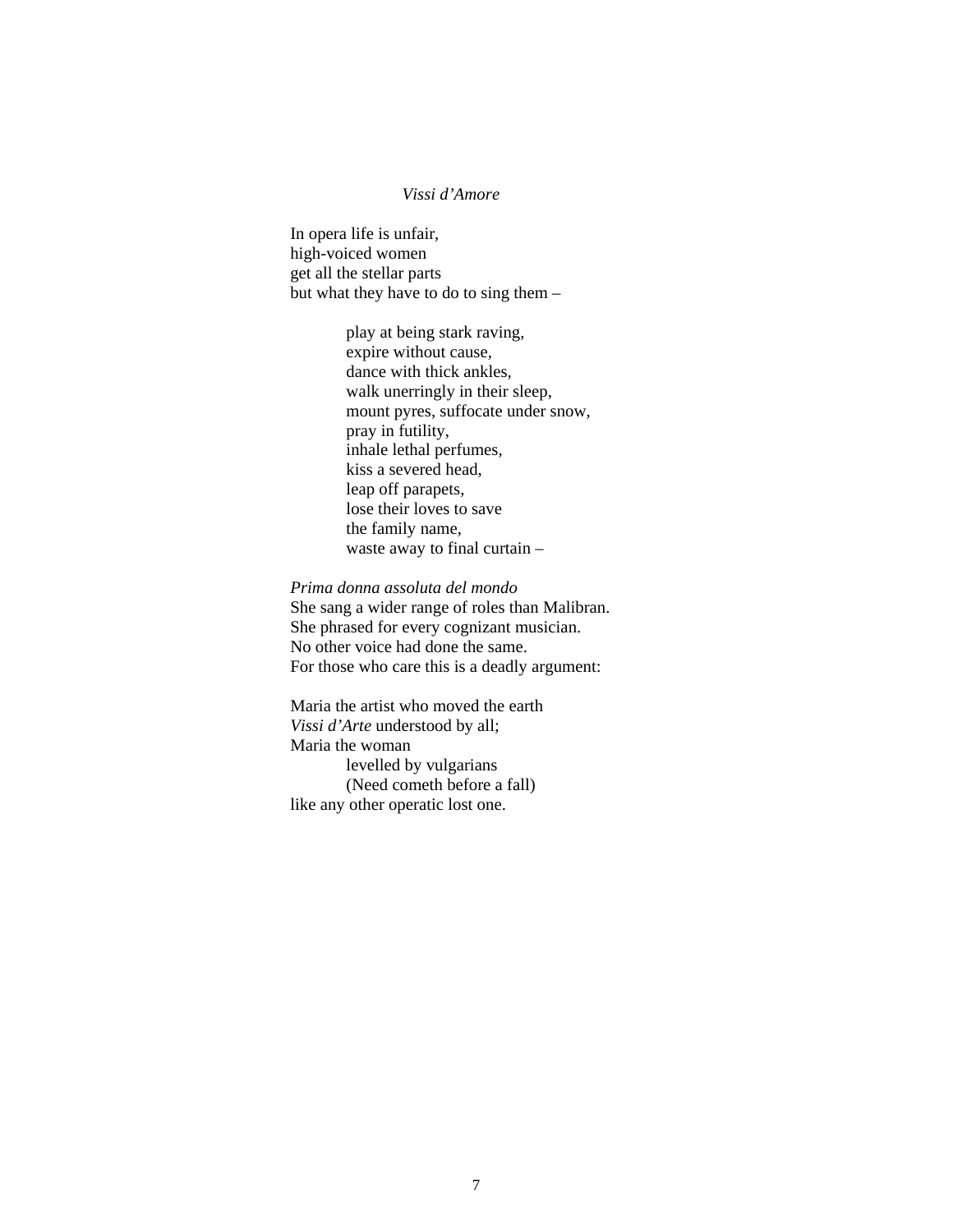*Vissi d'Amore*

In opera life is unfair,  
high-voiced women  
get all the stellar parts  
but what they have to do to sing them –

> play at being stark raving,  
> expire without cause,  
> dance with thick ankles,  
> walk unerringly in their sleep,  
> mount pyres, suffocate under snow,  
> pray in futility,  
> inhale lethal perfumes,  
> kiss a severed head,  
> leap off parapets,  
> lose their loves to save  
> the family name,  
> waste away to final curtain –

*Prima donna assoluta del mondo*  
She sang a wider range of roles than Malibran.  
She phrased for every cognizant musician.  
No other voice had done the same.  
For those who care this is a deadly argument:

Maria the artist who moved the earth  
*Vissi d'Arte* understood by all;  
Maria the woman  
&emsp;&emsp;levelled by vulgarians  
&emsp;&emsp;(Need cometh before a fall)  
like any other operatic lost one.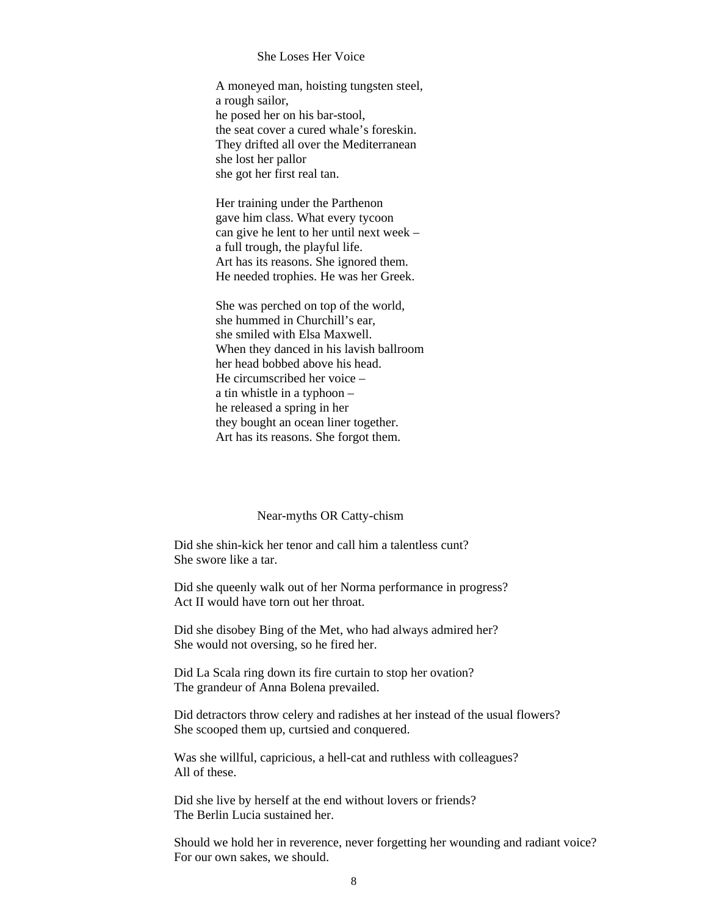## She Loses Her Voice

A moneyed man, hoisting tungsten steel,
a rough sailor,
he posed her on his bar-stool,
the seat cover a cured whale's foreskin.
They drifted all over the Mediterranean
she lost her pallor
she got her first real tan.

Her training under the Parthenon
gave him class. What every tycoon
can give he lent to her until next week –
a full trough, the playful life.
Art has its reasons. She ignored them.
He needed trophies. He was her Greek.

She was perched on top of the world,
she hummed in Churchill's ear,
she smiled with Elsa Maxwell.
When they danced in his lavish ballroom
her head bobbed above his head.
He circumscribed her voice –
a tin whistle in a typhoon –
he released a spring in her
they bought an ocean liner together.
Art has its reasons. She forgot them.

## Near-myths OR Catty-chism

Did she shin-kick her tenor and call him a talentless cunt?
She swore like a tar.

Did she queenly walk out of her Norma performance in progress?
Act II would have torn out her throat.

Did she disobey Bing of the Met, who had always admired her?
She would not oversing, so he fired her.

Did La Scala ring down its fire curtain to stop her ovation?
The grandeur of Anna Bolena prevailed.

Did detractors throw celery and radishes at her instead of the usual flowers?
She scooped them up, curtsied and conquered.

Was she willful, capricious, a hell-cat and ruthless with colleagues?
All of these.

Did she live by herself at the end without lovers or friends?
The Berlin Lucia sustained her.

Should we hold her in reverence, never forgetting her wounding and radiant voice?
For our own sakes, we should.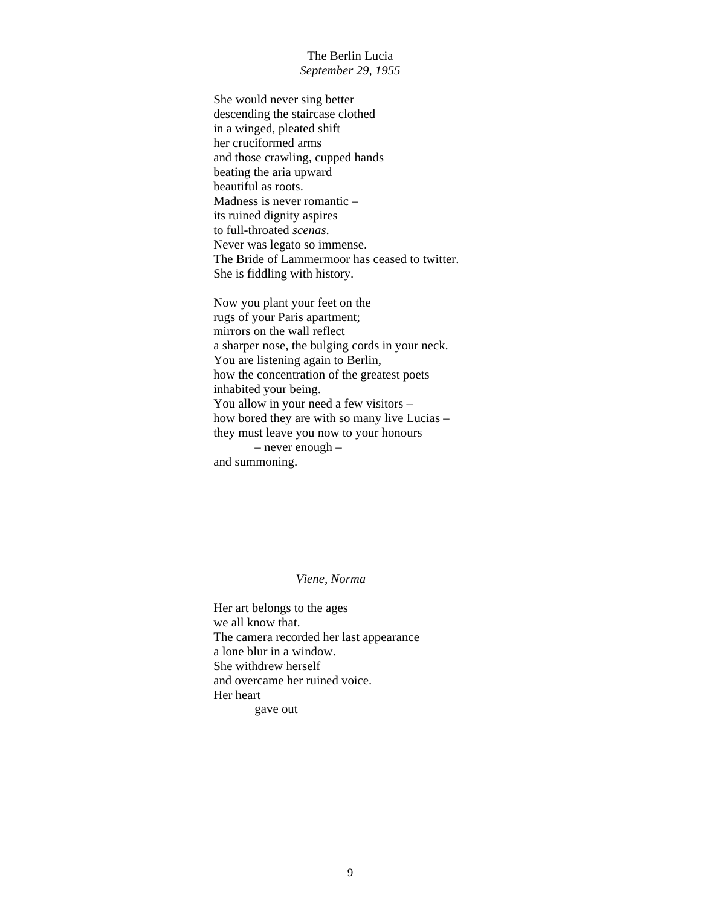## The Berlin Lucia

*September 29, 1955*

She would never sing better  
descending the staircase clothed  
in a winged, pleated shift  
her cruciformed arms  
and those crawling, cupped hands  
beating the aria upward  
beautiful as roots.  
Madness is never romantic –  
its ruined dignity aspires  
to full-throated *scenas*.  
Never was legato so immense.  
The Bride of Lammermoor has ceased to twitter.  
She is fiddling with history.

Now you plant your feet on the  
rugs of your Paris apartment;  
mirrors on the wall reflect  
a sharper nose, the bulging cords in your neck.  
You are listening again to Berlin,  
how the concentration of the greatest poets  
inhabited your being.  
You allow in your need a few visitors –  
how bored they are with so many live Lucias –  
they must leave you now to your honours  
          – never enough –  
and summoning.

## *Viene, Norma*

Her art belongs to the ages  
we all know that.  
The camera recorded her last appearance  
a lone blur in a window.  
She withdrew herself  
and overcame her ruined voice.  
Her heart  
          gave out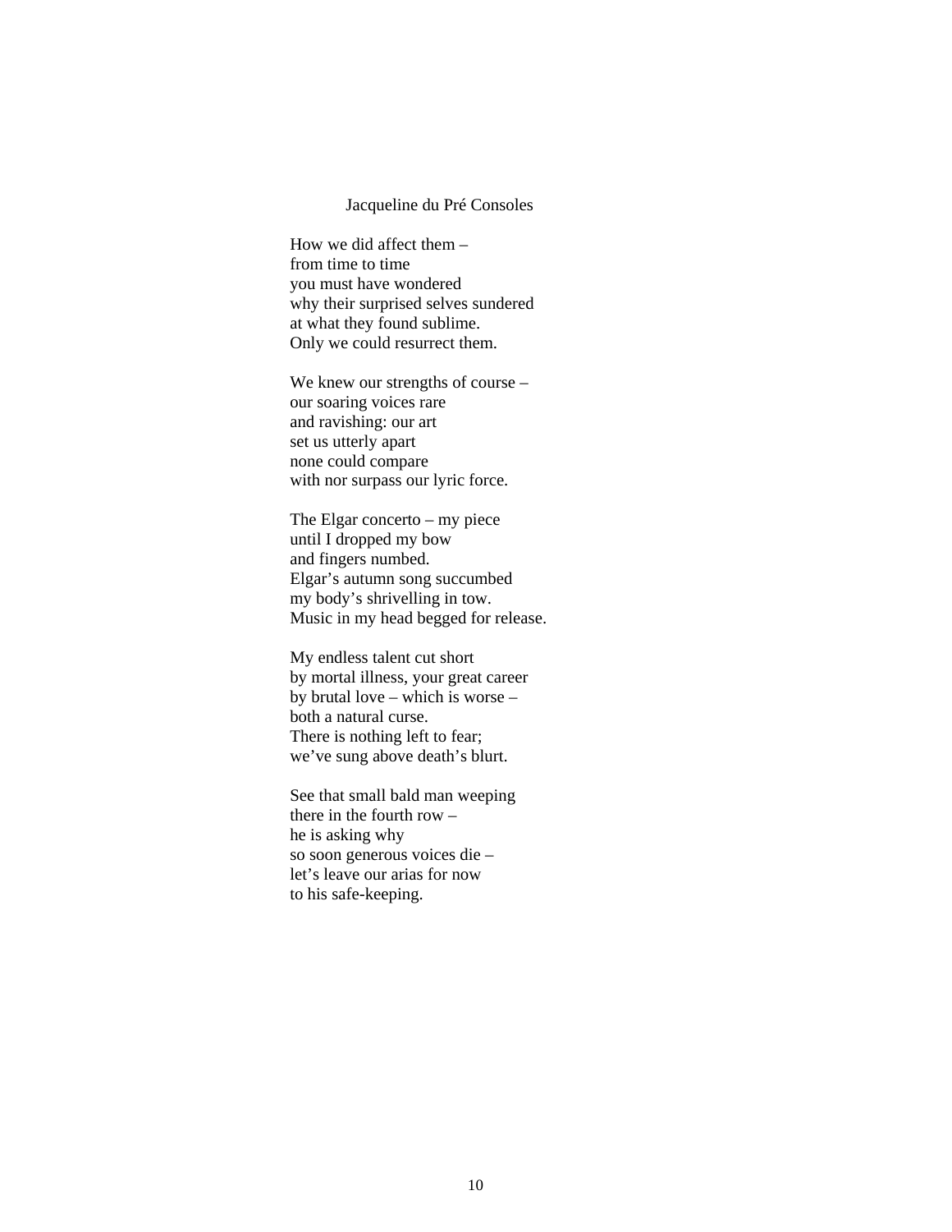## Jacqueline du Pré Consoles

How we did affect them –  
from time to time  
you must have wondered  
why their surprised selves sundered  
at what they found sublime.  
Only we could resurrect them.

We knew our strengths of course –  
our soaring voices rare  
and ravishing: our art  
set us utterly apart  
none could compare  
with nor surpass our lyric force.

The Elgar concerto – my piece  
until I dropped my bow  
and fingers numbed.  
Elgar's autumn song succumbed  
my body's shrivelling in tow.  
Music in my head begged for release.

My endless talent cut short  
by mortal illness, your great career  
by brutal love – which is worse –  
both a natural curse.  
There is nothing left to fear;  
we've sung above death's blurt.

See that small bald man weeping  
there in the fourth row –  
he is asking why  
so soon generous voices die –  
let's leave our arias for now  
to his safe-keeping.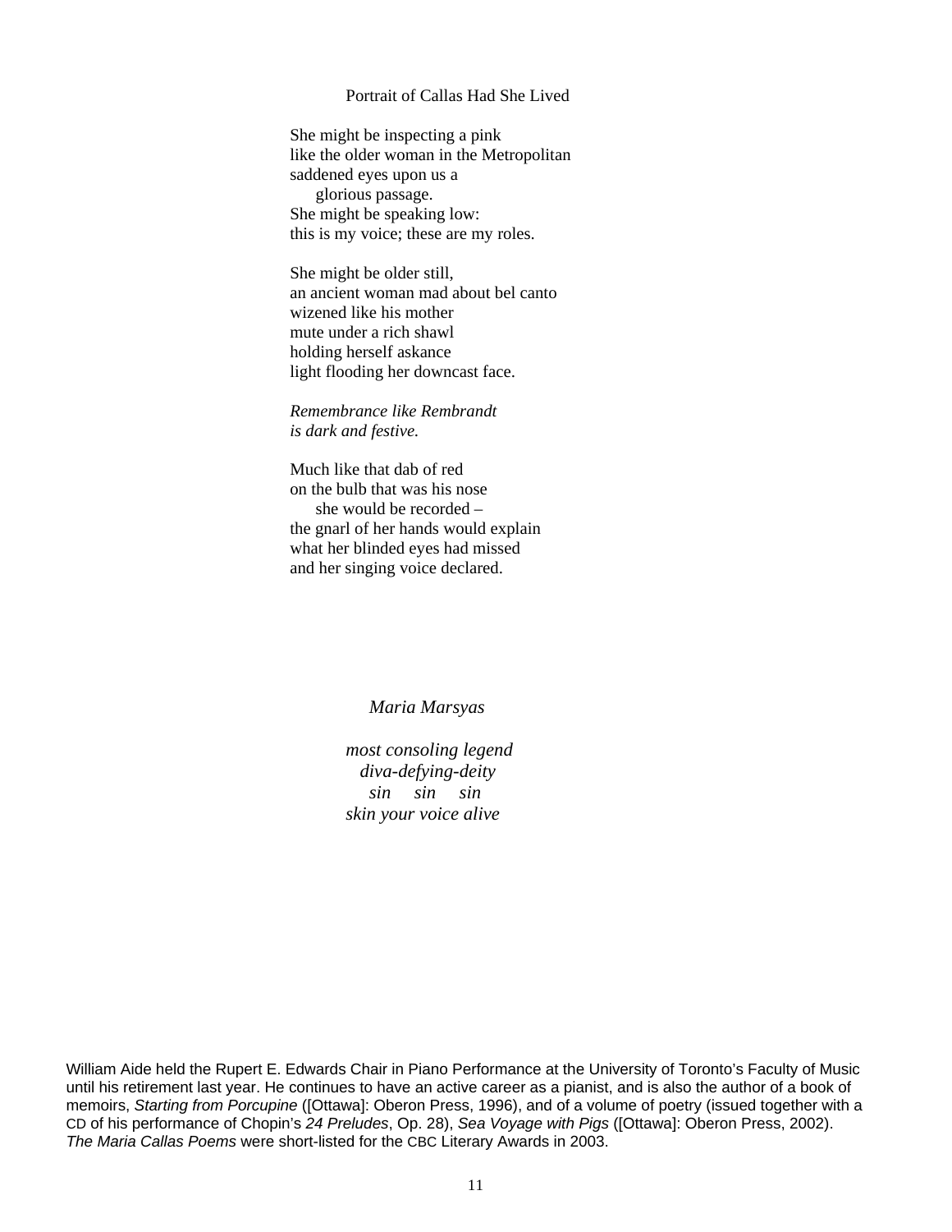## Portrait of Callas Had She Lived

She might be inspecting a pink  
like the older woman in the Metropolitan  
saddened eyes upon us a  
&nbsp;&nbsp;&nbsp;&nbsp;glorious passage.  
She might be speaking low:  
this is my voice; these are my roles.

She might be older still,  
an ancient woman mad about bel canto  
wizened like his mother  
mute under a rich shawl  
holding herself askance  
light flooding her downcast face.

*Remembrance like Rembrandt*  
*is dark and festive.*

Much like that dab of red  
on the bulb that was his nose  
&nbsp;&nbsp;&nbsp;&nbsp;she would be recorded –  
the gnarl of her hands would explain  
what her blinded eyes had missed  
and her singing voice declared.

## *Maria Marsyas*

*most consoling legend*  
*diva-defying-deity*  
*sin sin sin*  
*skin your voice alive*

William Aide held the Rupert E. Edwards Chair in Piano Performance at the University of Toronto's Faculty of Music until his retirement last year. He continues to have an active career as a pianist, and is also the author of a book of memoirs, *Starting from Porcupine* ([Ottawa]: Oberon Press, 1996), and of a volume of poetry (issued together with a CD of his performance of Chopin's *24 Preludes*, Op. 28), *Sea Voyage with Pigs* ([Ottawa]: Oberon Press, 2002). *The Maria Callas Poems* were short-listed for the CBC Literary Awards in 2003.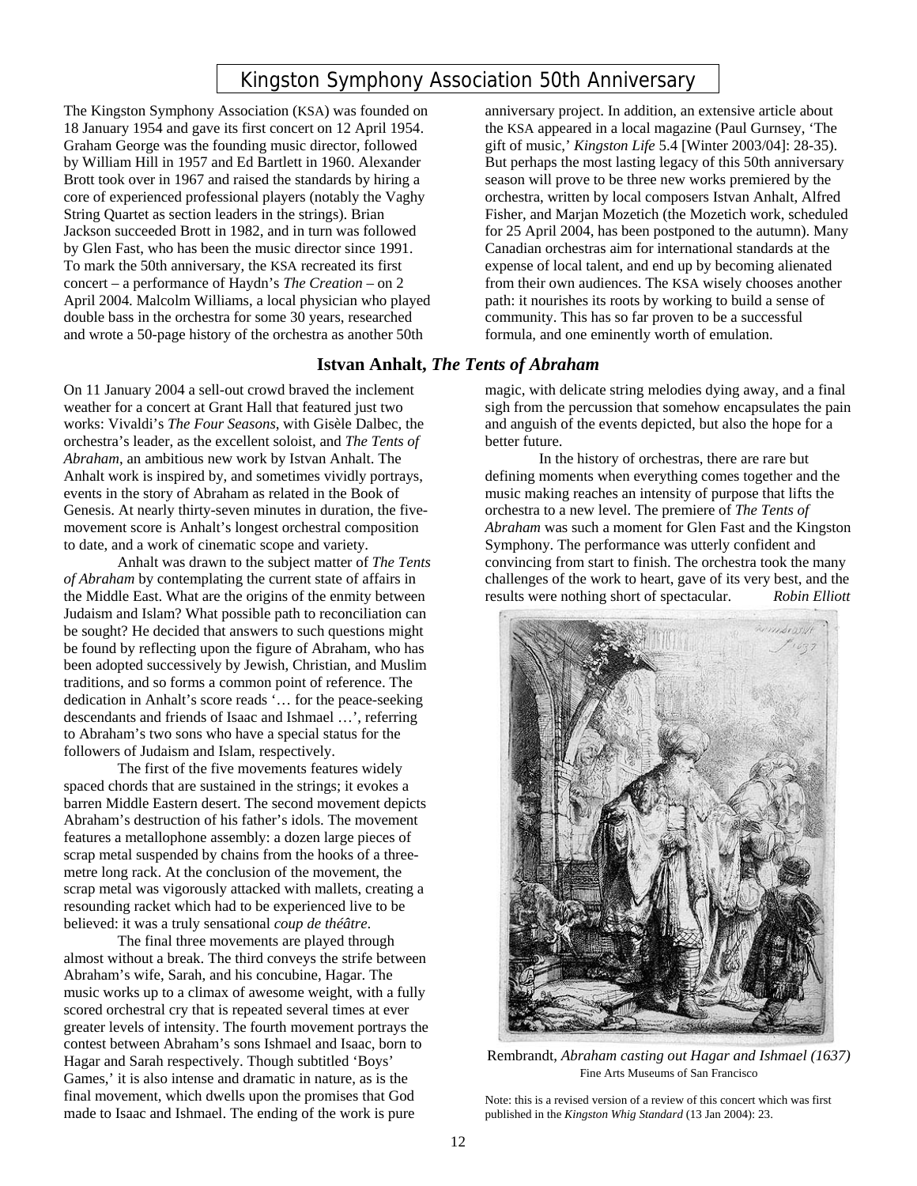# Kingston Symphony Association 50th Anniversary

The Kingston Symphony Association (KSA) was founded on 18 January 1954 and gave its first concert on 12 April 1954. Graham George was the founding music director, followed by William Hill in 1957 and Ed Bartlett in 1960. Alexander Brott took over in 1967 and raised the standards by hiring a core of experienced professional players (notably the Vaghy String Quartet as section leaders in the strings). Brian Jackson succeeded Brott in 1982, and in turn was followed by Glen Fast, who has been the music director since 1991. To mark the 50th anniversary, the KSA recreated its first concert – a performance of Haydn's *The Creation* – on 2 April 2004. Malcolm Williams, a local physician who played double bass in the orchestra for some 30 years, researched and wrote a 50-page history of the orchestra as another 50th anniversary project. In addition, an extensive article about the KSA appeared in a local magazine (Paul Gurnsey, 'The gift of music,' *Kingston Life* 5.4 [Winter 2003/04]: 28-35). But perhaps the most lasting legacy of this 50th anniversary season will prove to be three new works premiered by the orchestra, written by local composers Istvan Anhalt, Alfred Fisher, and Marjan Mozetich (the Mozetich work, scheduled for 25 April 2004, has been postponed to the autumn). Many Canadian orchestras aim for international standards at the expense of local talent, and end up by becoming alienated from their own audiences. The KSA wisely chooses another path: it nourishes its roots by working to build a sense of community. This has so far proven to be a successful formula, and one eminently worth of emulation.

## Istvan Anhalt, *The Tents of Abraham*

On 11 January 2004 a sell-out crowd braved the inclement weather for a concert at Grant Hall that featured just two works: Vivaldi's *The Four Seasons*, with Gisèle Dalbec, the orchestra's leader, as the excellent soloist, and *The Tents of Abraham*, an ambitious new work by Istvan Anhalt. The Anhalt work is inspired by, and sometimes vividly portrays, events in the story of Abraham as related in the Book of Genesis. At nearly thirty-seven minutes in duration, the five-movement score is Anhalt's longest orchestral composition to date, and a work of cinematic scope and variety.

Anhalt was drawn to the subject matter of *The Tents of Abraham* by contemplating the current state of affairs in the Middle East. What are the origins of the enmity between Judaism and Islam? What possible path to reconciliation can be sought? He decided that answers to such questions might be found by reflecting upon the figure of Abraham, who has been adopted successively by Jewish, Christian, and Muslim traditions, and so forms a common point of reference. The dedication in Anhalt's score reads '… for the peace-seeking descendants and friends of Isaac and Ishmael …', referring to Abraham's two sons who have a special status for the followers of Judaism and Islam, respectively.

The first of the five movements features widely spaced chords that are sustained in the strings; it evokes a barren Middle Eastern desert. The second movement depicts Abraham's destruction of his father's idols. The movement features a metallophone assembly: a dozen large pieces of scrap metal suspended by chains from the hooks of a three-metre long rack. At the conclusion of the movement, the scrap metal was vigorously attacked with mallets, creating a resounding racket which had to be experienced live to be believed: it was a truly sensational *coup de théâtre*.

The final three movements are played through almost without a break. The third conveys the strife between Abraham's wife, Sarah, and his concubine, Hagar. The music works up to a climax of awesome weight, with a fully scored orchestral cry that is repeated several times at ever greater levels of intensity. The fourth movement portrays the contest between Abraham's sons Ishmael and Isaac, born to Hagar and Sarah respectively. Though subtitled 'Boys' Games,' it is also intense and dramatic in nature, as is the final movement, which dwells upon the promises that God made to Isaac and Ishmael. The ending of the work is pure magic, with delicate string melodies dying away, and a final sigh from the percussion that somehow encapsulates the pain and anguish of the events depicted, but also the hope for a better future.

In the history of orchestras, there are rare but defining moments when everything comes together and the music making reaches an intensity of purpose that lifts the orchestra to a new level. The premiere of *The Tents of Abraham* was such a moment for Glen Fast and the Kingston Symphony. The performance was utterly confident and convincing from start to finish. The orchestra took the many challenges of the work to heart, gave of its very best, and the results were nothing short of spectacular.

*Robin Elliott*

Rembrandt, *Abraham casting out Hagar and Ishmael (1637)*
Fine Arts Museums of San Francisco

Note: this is a revised version of a review of this concert which was first published in the *Kingston Whig Standard* (13 Jan 2004): 23.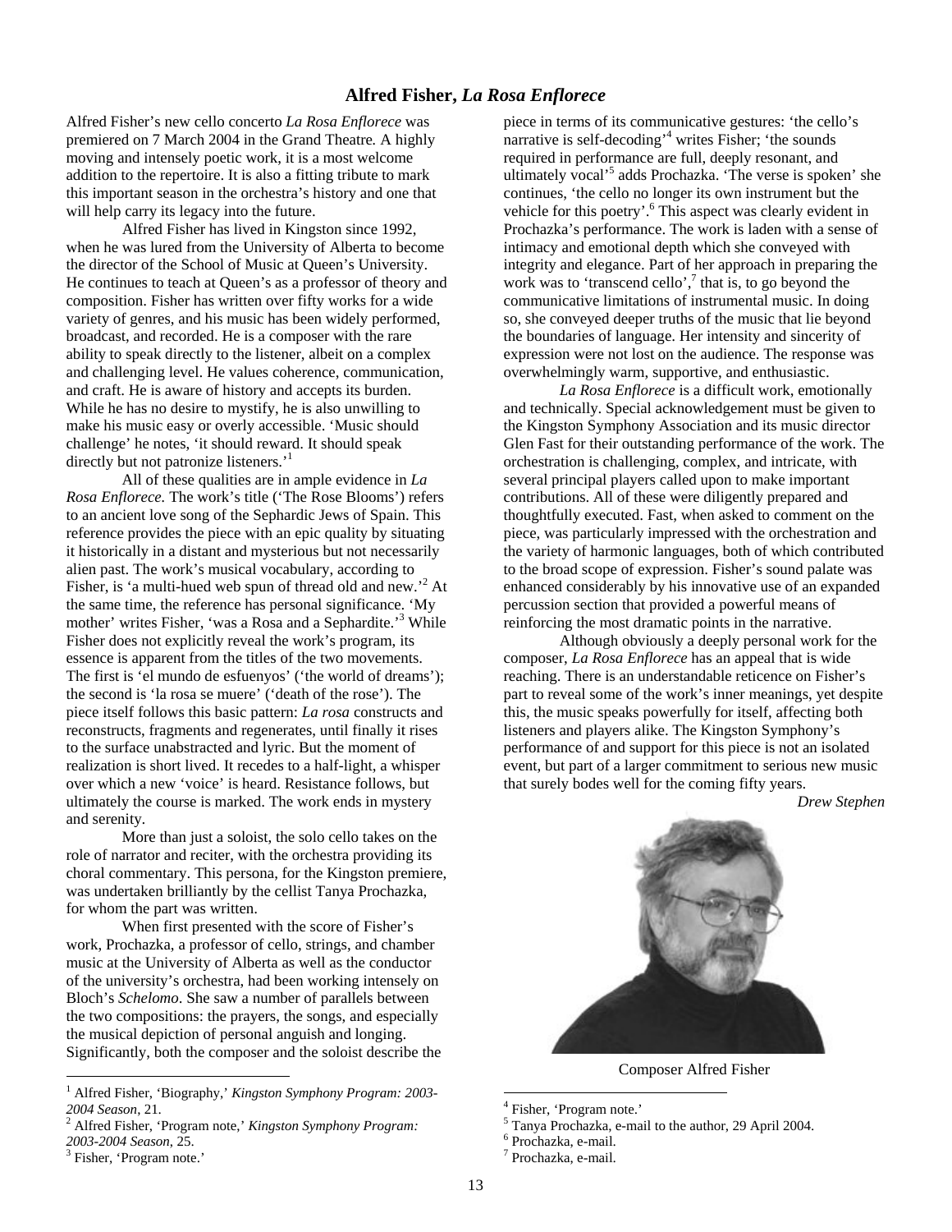## Alfred Fisher, *La Rosa Enflorece*

Alfred Fisher's new cello concerto *La Rosa Enflorece* was premiered on 7 March 2004 in the Grand Theatre. A highly moving and intensely poetic work, it is a most welcome addition to the repertoire. It is also a fitting tribute to mark this important season in the orchestra's history and one that will help carry its legacy into the future.

Alfred Fisher has lived in Kingston since 1992, when he was lured from the University of Alberta to become the director of the School of Music at Queen's University. He continues to teach at Queen's as a professor of theory and composition. Fisher has written over fifty works for a wide variety of genres, and his music has been widely performed, broadcast, and recorded. He is a composer with the rare ability to speak directly to the listener, albeit on a complex and challenging level. He values coherence, communication, and craft. He is aware of history and accepts its burden. While he has no desire to mystify, he is also unwilling to make his music easy or overly accessible. 'Music should challenge' he notes, 'it should reward. It should speak directly but not patronize listeners.'[1]

All of these qualities are in ample evidence in *La Rosa Enflorece.* The work's title ('The Rose Blooms') refers to an ancient love song of the Sephardic Jews of Spain. This reference provides the piece with an epic quality by situating it historically in a distant and mysterious but not necessarily alien past. The work's musical vocabulary, according to Fisher, is 'a multi-hued web spun of thread old and new.'[2] At the same time, the reference has personal significance. 'My mother' writes Fisher, 'was a Rosa and a Sephardite.'[3] While Fisher does not explicitly reveal the work's program, its essence is apparent from the titles of the two movements. The first is 'el mundo de esfuenyos' ('the world of dreams'); the second is 'la rosa se muere' ('death of the rose'). The piece itself follows this basic pattern: *La rosa* constructs and reconstructs, fragments and regenerates, until finally it rises to the surface unabstracted and lyric. But the moment of realization is short lived. It recedes to a half-light, a whisper over which a new 'voice' is heard. Resistance follows, but ultimately the course is marked. The work ends in mystery and serenity.

More than just a soloist, the solo cello takes on the role of narrator and reciter, with the orchestra providing its choral commentary. This persona, for the Kingston premiere, was undertaken brilliantly by the cellist Tanya Prochazka, for whom the part was written.

When first presented with the score of Fisher's work, Prochazka, a professor of cello, strings, and chamber music at the University of Alberta as well as the conductor of the university's orchestra, had been working intensely on Bloch's *Schelomo*. She saw a number of parallels between the two compositions: the prayers, the songs, and especially the musical depiction of personal anguish and longing. Significantly, both the composer and the soloist describe the piece in terms of its communicative gestures: 'the cello's narrative is self-decoding'[4] writes Fisher; 'the sounds required in performance are full, deeply resonant, and ultimately vocal'[5] adds Prochazka. 'The verse is spoken' she continues, 'the cello no longer its own instrument but the vehicle for this poetry'.[6] This aspect was clearly evident in Prochazka's performance. The work is laden with a sense of intimacy and emotional depth which she conveyed with integrity and elegance. Part of her approach in preparing the work was to 'transcend cello',[7] that is, to go beyond the communicative limitations of instrumental music. In doing so, she conveyed deeper truths of the music that lie beyond the boundaries of language. Her intensity and sincerity of expression were not lost on the audience. The response was overwhelmingly warm, supportive, and enthusiastic.

*La Rosa Enflorece* is a difficult work, emotionally and technically. Special acknowledgement must be given to the Kingston Symphony Association and its music director Glen Fast for their outstanding performance of the work. The orchestration is challenging, complex, and intricate, with several principal players called upon to make important contributions. All of these were diligently prepared and thoughtfully executed. Fast, when asked to comment on the piece, was particularly impressed with the orchestration and the variety of harmonic languages, both of which contributed to the broad scope of expression. Fisher's sound palate was enhanced considerably by his innovative use of an expanded percussion section that provided a powerful means of reinforcing the most dramatic points in the narrative.

Although obviously a deeply personal work for the composer, *La Rosa Enflorece* has an appeal that is wide reaching. There is an understandable reticence on Fisher's part to reveal some of the work's inner meanings, yet despite this, the music speaks powerfully for itself, affecting both listeners and players alike. The Kingston Symphony's performance of and support for this piece is not an isolated event, but part of a larger commitment to serious new music that surely bodes well for the coming fifty years.

*Drew Stephen*

Composer Alfred Fisher

---

[1] Alfred Fisher, 'Biography,' *Kingston Symphony Program: 2003-2004 Season*, 21.

[2] Alfred Fisher, 'Program note,' *Kingston Symphony Program: 2003-2004 Season*, 25.

[3] Fisher, 'Program note.'

[4] Fisher, 'Program note.'

[5] Tanya Prochazka, e-mail to the author, 29 April 2004.

[6] Prochazka, e-mail.

[7] Prochazka, e-mail.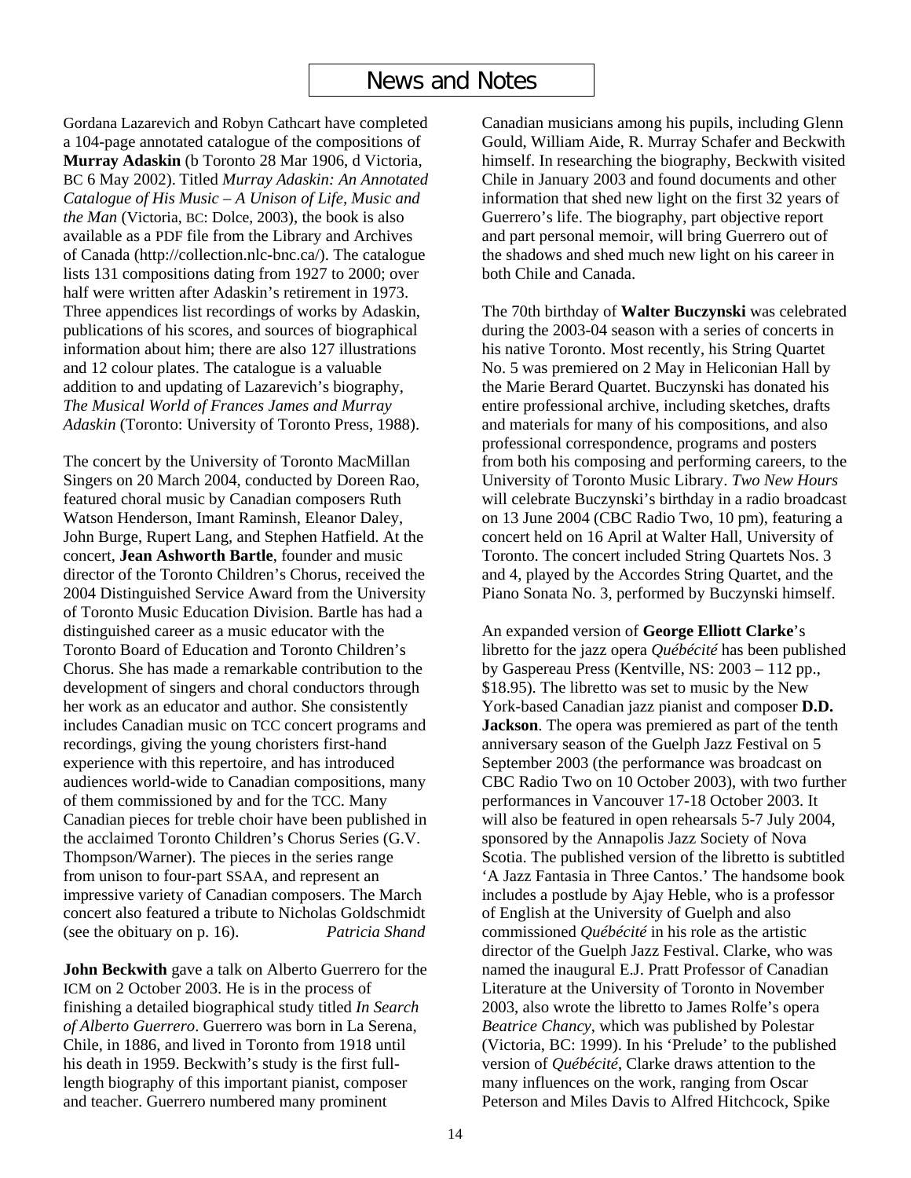# News and Notes

Gordana Lazarevich and Robyn Cathcart have completed a 104-page annotated catalogue of the compositions of **Murray Adaskin** (b Toronto 28 Mar 1906, d Victoria, BC 6 May 2002). Titled *Murray Adaskin: An Annotated Catalogue of His Music – A Unison of Life, Music and the Man* (Victoria, BC: Dolce, 2003), the book is also available as a PDF file from the Library and Archives of Canada (http://collection.nlc-bnc.ca/). The catalogue lists 131 compositions dating from 1927 to 2000; over half were written after Adaskin's retirement in 1973. Three appendices list recordings of works by Adaskin, publications of his scores, and sources of biographical information about him; there are also 127 illustrations and 12 colour plates. The catalogue is a valuable addition to and updating of Lazarevich's biography, *The Musical World of Frances James and Murray Adaskin* (Toronto: University of Toronto Press, 1988).

The concert by the University of Toronto MacMillan Singers on 20 March 2004, conducted by Doreen Rao, featured choral music by Canadian composers Ruth Watson Henderson, Imant Raminsh, Eleanor Daley, John Burge, Rupert Lang, and Stephen Hatfield. At the concert, **Jean Ashworth Bartle**, founder and music director of the Toronto Children's Chorus, received the 2004 Distinguished Service Award from the University of Toronto Music Education Division. Bartle has had a distinguished career as a music educator with the Toronto Board of Education and Toronto Children's Chorus. She has made a remarkable contribution to the development of singers and choral conductors through her work as an educator and author. She consistently includes Canadian music on TCC concert programs and recordings, giving the young choristers first-hand experience with this repertoire, and has introduced audiences world-wide to Canadian compositions, many of them commissioned by and for the TCC. Many Canadian pieces for treble choir have been published in the acclaimed Toronto Children's Chorus Series (G.V. Thompson/Warner). The pieces in the series range from unison to four-part SSAA, and represent an impressive variety of Canadian composers. The March concert also featured a tribute to Nicholas Goldschmidt (see the obituary on p. 16). *Patricia Shand*

**John Beckwith** gave a talk on Alberto Guerrero for the ICM on 2 October 2003. He is in the process of finishing a detailed biographical study titled *In Search of Alberto Guerrero*. Guerrero was born in La Serena, Chile, in 1886, and lived in Toronto from 1918 until his death in 1959. Beckwith's study is the first full-length biography of this important pianist, composer and teacher. Guerrero numbered many prominent Canadian musicians among his pupils, including Glenn Gould, William Aide, R. Murray Schafer and Beckwith himself. In researching the biography, Beckwith visited Chile in January 2003 and found documents and other information that shed new light on the first 32 years of Guerrero's life. The biography, part objective report and part personal memoir, will bring Guerrero out of the shadows and shed much new light on his career in both Chile and Canada.

The 70th birthday of **Walter Buczynski** was celebrated during the 2003-04 season with a series of concerts in his native Toronto. Most recently, his String Quartet No. 5 was premiered on 2 May in Heliconian Hall by the Marie Berard Quartet. Buczynski has donated his entire professional archive, including sketches, drafts and materials for many of his compositions, and also professional correspondence, programs and posters from both his composing and performing careers, to the University of Toronto Music Library. *Two New Hours* will celebrate Buczynski's birthday in a radio broadcast on 13 June 2004 (CBC Radio Two, 10 pm), featuring a concert held on 16 April at Walter Hall, University of Toronto. The concert included String Quartets Nos. 3 and 4, played by the Accordes String Quartet, and the Piano Sonata No. 3, performed by Buczynski himself.

An expanded version of **George Elliott Clarke**'s libretto for the jazz opera *Québécité* has been published by Gaspereau Press (Kentville, NS: 2003 – 112 pp., $18.95). The libretto was set to music by the New York-based Canadian jazz pianist and composer **D.D. Jackson**. The opera was premiered as part of the tenth anniversary season of the Guelph Jazz Festival on 5 September 2003 (the performance was broadcast on CBC Radio Two on 10 October 2003), with two further performances in Vancouver 17-18 October 2003. It will also be featured in open rehearsals 5-7 July 2004, sponsored by the Annapolis Jazz Society of Nova Scotia. The published version of the libretto is subtitled 'A Jazz Fantasia in Three Cantos.' The handsome book includes a postlude by Ajay Heble, who is a professor of English at the University of Guelph and also commissioned *Québécité* in his role as the artistic director of the Guelph Jazz Festival. Clarke, who was named the inaugural E.J. Pratt Professor of Canadian Literature at the University of Toronto in November 2003, also wrote the libretto to James Rolfe's opera *Beatrice Chancy*, which was published by Polestar (Victoria, BC: 1999). In his 'Prelude' to the published version of *Québécité*, Clarke draws attention to the many influences on the work, ranging from Oscar Peterson and Miles Davis to Alfred Hitchcock, Spike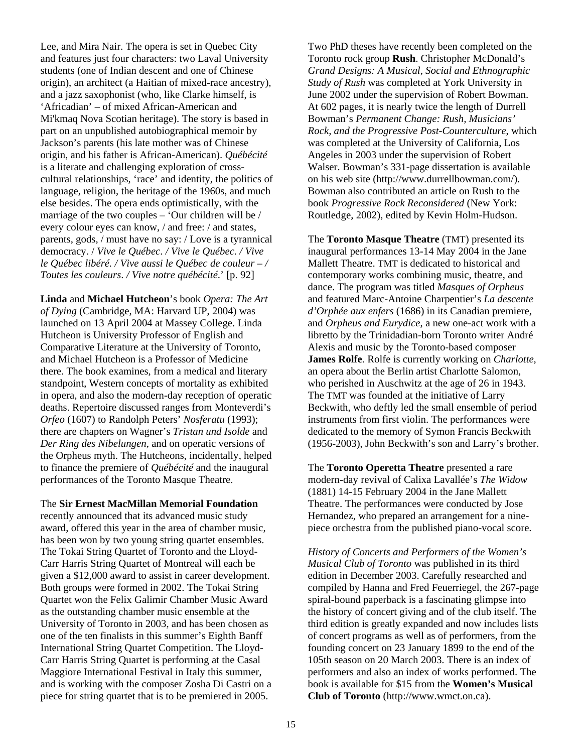Lee, and Mira Nair. The opera is set in Quebec City and features just four characters: two Laval University students (one of Indian descent and one of Chinese origin), an architect (a Haitian of mixed-race ancestry), and a jazz saxophonist (who, like Clarke himself, is 'Africadian' – of mixed African-American and Mi'kmaq Nova Scotian heritage). The story is based in part on an unpublished autobiographical memoir by Jackson's parents (his late mother was of Chinese origin, and his father is African-American). *Québécité* is a literate and challenging exploration of cross-cultural relationships, 'race' and identity, the politics of language, religion, the heritage of the 1960s, and much else besides. The opera ends optimistically, with the marriage of the two couples – 'Our children will be / every colour eyes can know, / and free: / and states, parents, gods, / must have no say: / Love is a tyrannical democracy. / *Vive le Québec. / Vive le Québec. / Vive le Québec libéré. / Vive aussi le Québec de couleur – / Toutes les couleurs. / Vive notre québécité*.' [p. 92]

**Linda** and **Michael Hutcheon**'s book *Opera: The Art of Dying* (Cambridge, MA: Harvard UP, 2004) was launched on 13 April 2004 at Massey College. Linda Hutcheon is University Professor of English and Comparative Literature at the University of Toronto, and Michael Hutcheon is a Professor of Medicine there. The book examines, from a medical and literary standpoint, Western concepts of mortality as exhibited in opera, and also the modern-day reception of operatic deaths. Repertoire discussed ranges from Monteverdi's *Orfeo* (1607) to Randolph Peters' *Nosferatu* (1993); there are chapters on Wagner's *Tristan und Isolde* and *Der Ring des Nibelungen*, and on operatic versions of the Orpheus myth. The Hutcheons, incidentally, helped to finance the premiere of *Québécité* and the inaugural performances of the Toronto Masque Theatre.

The **Sir Ernest MacMillan Memorial Foundation** recently announced that its advanced music study award, offered this year in the area of chamber music, has been won by two young string quartet ensembles. The Tokai String Quartet of Toronto and the Lloyd-Carr Harris String Quartet of Montreal will each be given a $12,000 award to assist in career development. Both groups were formed in 2002. The Tokai String Quartet won the Felix Galimir Chamber Music Award as the outstanding chamber music ensemble at the University of Toronto in 2003, and has been chosen as one of the ten finalists in this summer's Eighth Banff International String Quartet Competition. The Lloyd-Carr Harris String Quartet is performing at the Casal Maggiore International Festival in Italy this summer, and is working with the composer Zosha Di Castri on a piece for string quartet that is to be premiered in 2005.

Two PhD theses have recently been completed on the Toronto rock group **Rush**. Christopher McDonald's *Grand Designs: A Musical, Social and Ethnographic Study of Rush* was completed at York University in June 2002 under the supervision of Robert Bowman. At 602 pages, it is nearly twice the length of Durrell Bowman's *Permanent Change: Rush, Musicians' Rock, and the Progressive Post-Counterculture*, which was completed at the University of California, Los Angeles in 2003 under the supervision of Robert Walser. Bowman's 331-page dissertation is available on his web site (http://www.durrellbowman.com/). Bowman also contributed an article on Rush to the book *Progressive Rock Reconsidered* (New York: Routledge, 2002), edited by Kevin Holm-Hudson.

The **Toronto Masque Theatre** (TMT) presented its inaugural performances 13-14 May 2004 in the Jane Mallett Theatre. TMT is dedicated to historical and contemporary works combining music, theatre, and dance. The program was titled *Masques of Orpheus* and featured Marc-Antoine Charpentier's *La descente d'Orphée aux enfers* (1686) in its Canadian premiere, and *Orpheus and Eurydice*, a new one-act work with a libretto by the Trinidadian-born Toronto writer André Alexis and music by the Toronto-based composer **James Rolfe**. Rolfe is currently working on *Charlotte*, an opera about the Berlin artist Charlotte Salomon, who perished in Auschwitz at the age of 26 in 1943. The TMT was founded at the initiative of Larry Beckwith, who deftly led the small ensemble of period instruments from first violin. The performances were dedicated to the memory of Symon Francis Beckwith (1956-2003), John Beckwith's son and Larry's brother.

The **Toronto Operetta Theatre** presented a rare modern-day revival of Calixa Lavallée's *The Widow* (1881) 14-15 February 2004 in the Jane Mallett Theatre. The performances were conducted by Jose Hernandez, who prepared an arrangement for a nine-piece orchestra from the published piano-vocal score.

*History of Concerts and Performers of the Women's Musical Club of Toronto* was published in its third edition in December 2003. Carefully researched and compiled by Hanna and Fred Feuerriegel, the 267-page spiral-bound paperback is a fascinating glimpse into the history of concert giving and of the club itself. The third edition is greatly expanded and now includes lists of concert programs as well as of performers, from the founding concert on 23 January 1899 to the end of the 105th season on 20 March 2003. There is an index of performers and also an index of works performed. The book is available for $15 from the **Women's Musical Club of Toronto** (http://www.wmct.on.ca).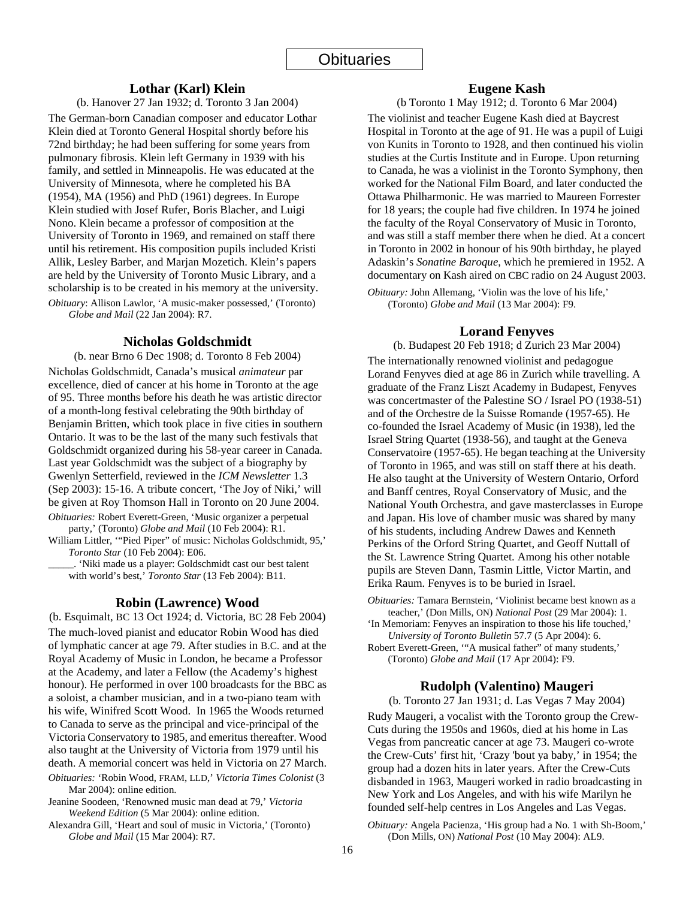# Obituaries

## Lothar (Karl) Klein

(b. Hanover 27 Jan 1932; d. Toronto 3 Jan 2004)

The German-born Canadian composer and educator Lothar Klein died at Toronto General Hospital shortly before his 72nd birthday; he had been suffering for some years from pulmonary fibrosis. Klein left Germany in 1939 with his family, and settled in Minneapolis. He was educated at the University of Minnesota, where he completed his BA (1954), MA (1956) and PhD (1961) degrees. In Europe Klein studied with Josef Rufer, Boris Blacher, and Luigi Nono. Klein became a professor of composition at the University of Toronto in 1969, and remained on staff there until his retirement. His composition pupils included Kristi Allik, Lesley Barber, and Marjan Mozetich. Klein's papers are held by the University of Toronto Music Library, and a scholarship is to be created in his memory at the university.

*Obituary*: Allison Lawlor, 'A music-maker possessed,' (Toronto) *Globe and Mail* (22 Jan 2004): R7.

## Nicholas Goldschmidt

(b. near Brno 6 Dec 1908; d. Toronto 8 Feb 2004)

Nicholas Goldschmidt, Canada's musical *animateur* par excellence, died of cancer at his home in Toronto at the age of 95. Three months before his death he was artistic director of a month-long festival celebrating the 90th birthday of Benjamin Britten, which took place in five cities in southern Ontario. It was to be the last of the many such festivals that Goldschmidt organized during his 58-year career in Canada. Last year Goldschmidt was the subject of a biography by Gwenlyn Setterfield, reviewed in the *ICM Newsletter* 1.3 (Sep 2003): 15-16. A tribute concert, 'The Joy of Niki,' will be given at Roy Thomson Hall in Toronto on 20 June 2004.

*Obituaries:* Robert Everett-Green, 'Music organizer a perpetual party,' (Toronto) *Globe and Mail* (10 Feb 2004): R1.

William Littler, '"Pied Piper" of music: Nicholas Goldschmidt, 95,' *Toronto Star* (10 Feb 2004): E06.

_____. 'Niki made us a player: Goldschmidt cast our best talent with world's best,' *Toronto Star* (13 Feb 2004): B11.

## Robin (Lawrence) Wood

(b. Esquimalt, BC 13 Oct 1924; d. Victoria, BC 28 Feb 2004)

The much-loved pianist and educator Robin Wood has died of lymphatic cancer at age 79. After studies in B.C. and at the Royal Academy of Music in London, he became a Professor at the Academy, and later a Fellow (the Academy's highest honour). He performed in over 100 broadcasts for the BBC as a soloist, a chamber musician, and in a two-piano team with his wife, Winifred Scott Wood. In 1965 the Woods returned to Canada to serve as the principal and vice-principal of the Victoria Conservatory to 1985, and emeritus thereafter. Wood also taught at the University of Victoria from 1979 until his death. A memorial concert was held in Victoria on 27 March.

*Obituaries:* 'Robin Wood, FRAM, LLD,' *Victoria Times Colonist* (3 Mar 2004): online edition.

Jeanine Soodeen, 'Renowned music man dead at 79,' *Victoria Weekend Edition* (5 Mar 2004): online edition.

Alexandra Gill, 'Heart and soul of music in Victoria,' (Toronto) *Globe and Mail* (15 Mar 2004): R7.

## Eugene Kash

(b Toronto 1 May 1912; d. Toronto 6 Mar 2004)

The violinist and teacher Eugene Kash died at Baycrest Hospital in Toronto at the age of 91. He was a pupil of Luigi von Kunits in Toronto to 1928, and then continued his violin studies at the Curtis Institute and in Europe. Upon returning to Canada, he was a violinist in the Toronto Symphony, then worked for the National Film Board, and later conducted the Ottawa Philharmonic. He was married to Maureen Forrester for 18 years; the couple had five children. In 1974 he joined the faculty of the Royal Conservatory of Music in Toronto, and was still a staff member there when he died. At a concert in Toronto in 2002 in honour of his 90th birthday, he played Adaskin's *Sonatine Baroque*, which he premiered in 1952. A documentary on Kash aired on CBC radio on 24 August 2003.

*Obituary:* John Allemang, 'Violin was the love of his life,' (Toronto) *Globe and Mail* (13 Mar 2004): F9.

## Lorand Fenyves

(b. Budapest 20 Feb 1918; d Zurich 23 Mar 2004)

The internationally renowned violinist and pedagogue Lorand Fenyves died at age 86 in Zurich while travelling. A graduate of the Franz Liszt Academy in Budapest, Fenyves was concertmaster of the Palestine SO / Israel PO (1938-51) and of the Orchestre de la Suisse Romande (1957-65). He co-founded the Israel Academy of Music (in 1938), led the Israel String Quartet (1938-56), and taught at the Geneva Conservatoire (1957-65). He began teaching at the University of Toronto in 1965, and was still on staff there at his death. He also taught at the University of Western Ontario, Orford and Banff centres, Royal Conservatory of Music, and the National Youth Orchestra, and gave masterclasses in Europe and Japan. His love of chamber music was shared by many of his students, including Andrew Dawes and Kenneth Perkins of the Orford String Quartet, and Geoff Nuttall of the St. Lawrence String Quartet. Among his other notable pupils are Steven Dann, Tasmin Little, Victor Martin, and Erika Raum. Fenyves is to be buried in Israel.

*Obituaries:* Tamara Bernstein, 'Violinist became best known as a teacher,' (Don Mills, ON) *National Post* (29 Mar 2004): 1.

'In Memoriam: Fenyves an inspiration to those his life touched,' *University of Toronto Bulletin* 57.7 (5 Apr 2004): 6.

Robert Everett-Green, '"A musical father" of many students,' (Toronto) *Globe and Mail* (17 Apr 2004): F9.

## Rudolph (Valentino) Maugeri

(b. Toronto 27 Jan 1931; d. Las Vegas 7 May 2004)

Rudy Maugeri, a vocalist with the Toronto group the Crew-Cuts during the 1950s and 1960s, died at his home in Las Vegas from pancreatic cancer at age 73. Maugeri co-wrote the Crew-Cuts' first hit, 'Crazy 'bout ya baby,' in 1954; the group had a dozen hits in later years. After the Crew-Cuts disbanded in 1963, Maugeri worked in radio broadcasting in New York and Los Angeles, and with his wife Marilyn he founded self-help centres in Los Angeles and Las Vegas.

*Obituary:* Angela Pacienza, 'His group had a No. 1 with Sh-Boom,' (Don Mills, ON) *National Post* (10 May 2004): AL9.